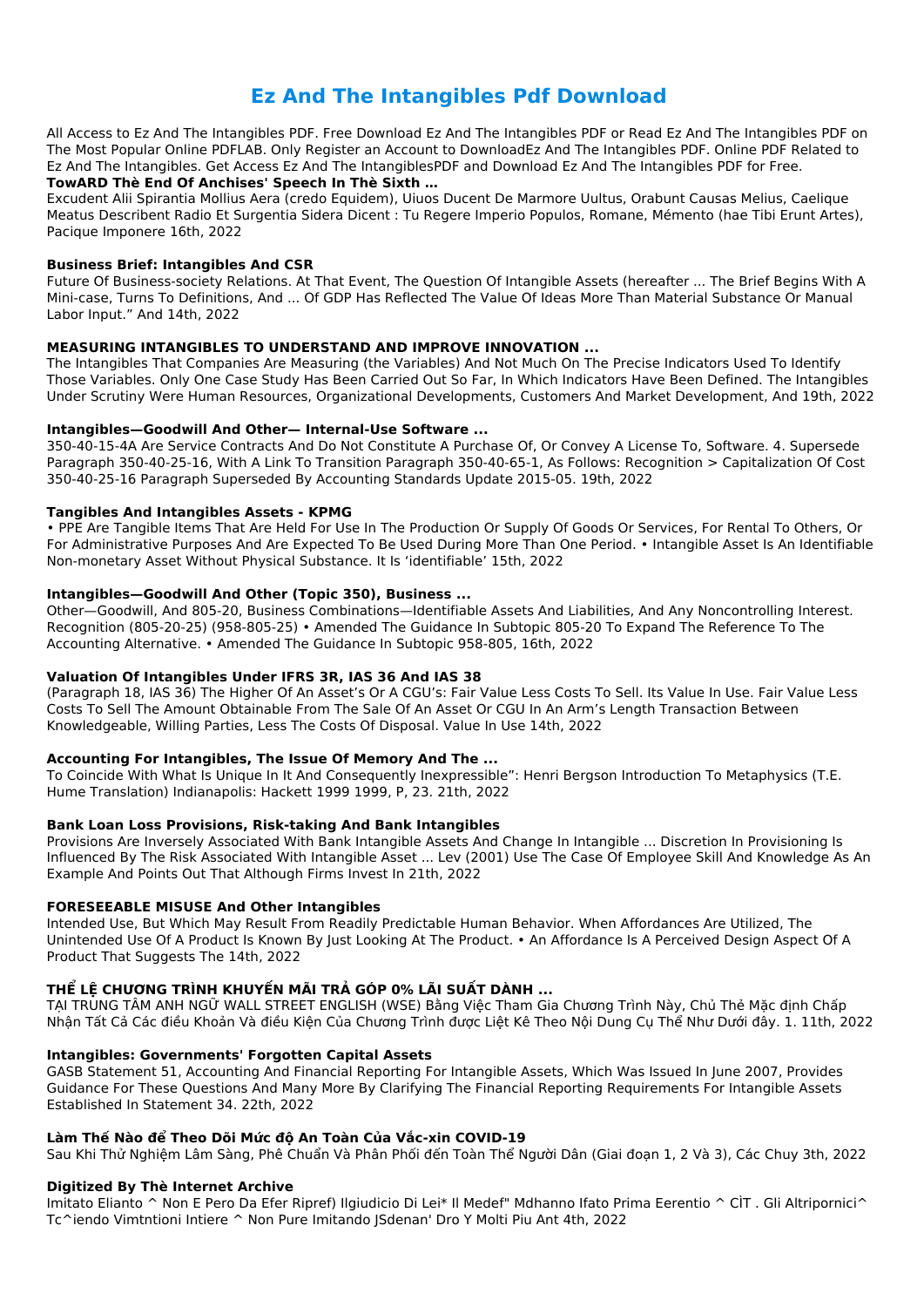# Ez And The Intangibles Pdf Download

All Access to Ez And The Intangibles PDF. Free Download Ez And The Intangibles PDF or Read Ez And The Intangibles PDF on The Most Popular Online PDFLAB. Only Register an Account to DownloadEz And The Intangibles PDF. Online PDF Related to Ez And The Intangibles. Get Access Ez And The IntangiblesPDF and Download Ez And The Intangibles PDF for Free.

**TowARD Thè End Of Anchises' Speech In Thè Sixth …**

Excudent Alii Spirantia Mollius Aera (credo Equidem), Uiuos Ducent De Marmore Uultus, Orabunt Causas Melius, Caelique Meatus Describent Radio Et Surgentia Sidera Dicent : Tu Regere Imperio Populos, Romane, Mémento (hae Tibi Erunt Artes), Pacique Imponere 16th, 2022

**Business Brief: Intangibles And CSR**

Future Of Business-society Relations. At That Event, The Question Of Intangible Assets (hereafter ... The Brief Begins With A Mini-case, Turns To Definitions, And ... Of GDP Has Reflected The Value Of Ideas More Than Material Substance Or Manual Labor Input." And 14th, 2022

**MEASURING INTANGIBLES TO UNDERSTAND AND IMPROVE INNOVATION ...**

The Intangibles That Companies Are Measuring (the Variables) And Not Much On The Precise Indicators Used To Identify Those Variables. Only One Case Study Has Been Carried Out So Far, In Which Indicators Have Been Defined. The Intangibles Under Scrutiny Were Human Resources, Organizational Developments, Customers And Market Development, And 19th, 2022

**Intangibles—Goodwill And Other— Internal-Use Software ...**

350-40-15-4A Are Service Contracts And Do Not Constitute A Purchase Of, Or Convey A License To, Software. 4. Supersede Paragraph 350-40-25-16, With A Link To Transition Paragraph 350-40-65-1, As Follows: Recognition > Capitalization Of Cost 350-40-25-16 Paragraph Superseded By Accounting Standards Update 2015-05. 19th, 2022

**Tangibles And Intangibles Assets - KPMG**

• PPE Are Tangible Items That Are Held For Use In The Production Or Supply Of Goods Or Services, For Rental To Others, Or For Administrative Purposes And Are Expected To Be Used During More Than One Period. • Intangible Asset Is An Identifiable Non-monetary Asset Without Physical Substance. It Is 'identifiable' 15th, 2022

**Intangibles—Goodwill And Other (Topic 350), Business ...**

Other—Goodwill, And 805-20, Business Combinations—Identifiable Assets And Liabilities, And Any Noncontrolling Interest. Recognition (805-20-25) (958-805-25) • Amended The Guidance In Subtopic 805-20 To Expand The Reference To The Accounting Alternative. • Amended The Guidance In Subtopic 958-805, 16th, 2022

**Valuation Of Intangibles Under IFRS 3R, IAS 36 And IAS 38**

(Paragraph 18, IAS 36) The Higher Of An Asset's Or A CGU's: Fair Value Less Costs To Sell. Its Value In Use. Fair Value Less Costs To Sell The Amount Obtainable From The Sale Of An Asset Or CGU In An Arm's Length Transaction Between Knowledgeable, Willing Parties, Less The Costs Of Disposal. Value In Use 14th, 2022

**Accounting For Intangibles, The Issue Of Memory And The ...**

To Coincide With What Is Unique In It And Consequently Inexpressible": Henri Bergson Introduction To Metaphysics (T.E. Hume Translation) Indianapolis: Hackett 1999 1999, P, 23. 21th, 2022

**Bank Loan Loss Provisions, Risk-taking And Bank Intangibles**

Provisions Are Inversely Associated With Bank Intangible Assets And Change In Intangible ... Discretion In Provisioning Is Influenced By The Risk Associated With Intangible Asset ... Lev (2001) Use The Case Of Employee Skill And Knowledge As An Example And Points Out That Although Firms Invest In 21th, 2022

**FORESEEABLE MISUSE And Other Intangibles**

Intended Use, But Which May Result From Readily Predictable Human Behavior. When Affordances Are Utilized, The Unintended Use Of A Product Is Known By Just Looking At The Product. • An Affordance Is A Perceived Design Aspect Of A Product That Suggests The 14th, 2022

**THỂ LỆ CHƯƠNG TRÌNH KHUYẾN MÃI TRẢ GÓP 0% LÃI SUẤT DÀNH ...**

TẠI TRUNG TÂM ANH NGỮ WALL STREET ENGLISH (WSE) Bằng Việc Tham Gia Chương Trình Này, Chủ Thẻ Mặc định Chấp Nhận Tất Cả Các điều Khoản Và điều Kiện Của Chương Trình được Liệt Kê Theo Nội Dung Cụ Thể Như Dưới đây. 1. 11th, 2022

**Intangibles: Governments' Forgotten Capital Assets**

GASB Statement 51, Accounting And Financial Reporting For Intangible Assets, Which Was Issued In June 2007, Provides Guidance For These Questions And Many More By Clarifying The Financial Reporting Requirements For Intangible Assets Established In Statement 34. 22th, 2022

**Làm Thế Nào để Theo Dõi Mức độ An Toàn Của Vắc-xin COVID-19**

Sau Khi Thử Nghiệm Lâm Sàng, Phê Chuẩn Và Phân Phối đến Toàn Thể Người Dân (Giai đoạn 1, 2 Và 3), Các Chuy 3th, 2022

**Digitized By Thè Internet Archive**

Imitato Elianto ^ Non E Pero Da Efer Ripref) Ilgiudicio Di Lei* Il Medef" Mdhanno Ifato Prima Eerentio ^ CÌT . Gli Altripornici^ Tc^iendo Vimtntioni Intiere ^ Non Pure Imitando JSdenan' Dro Y Molti Piu Ant 4th, 2022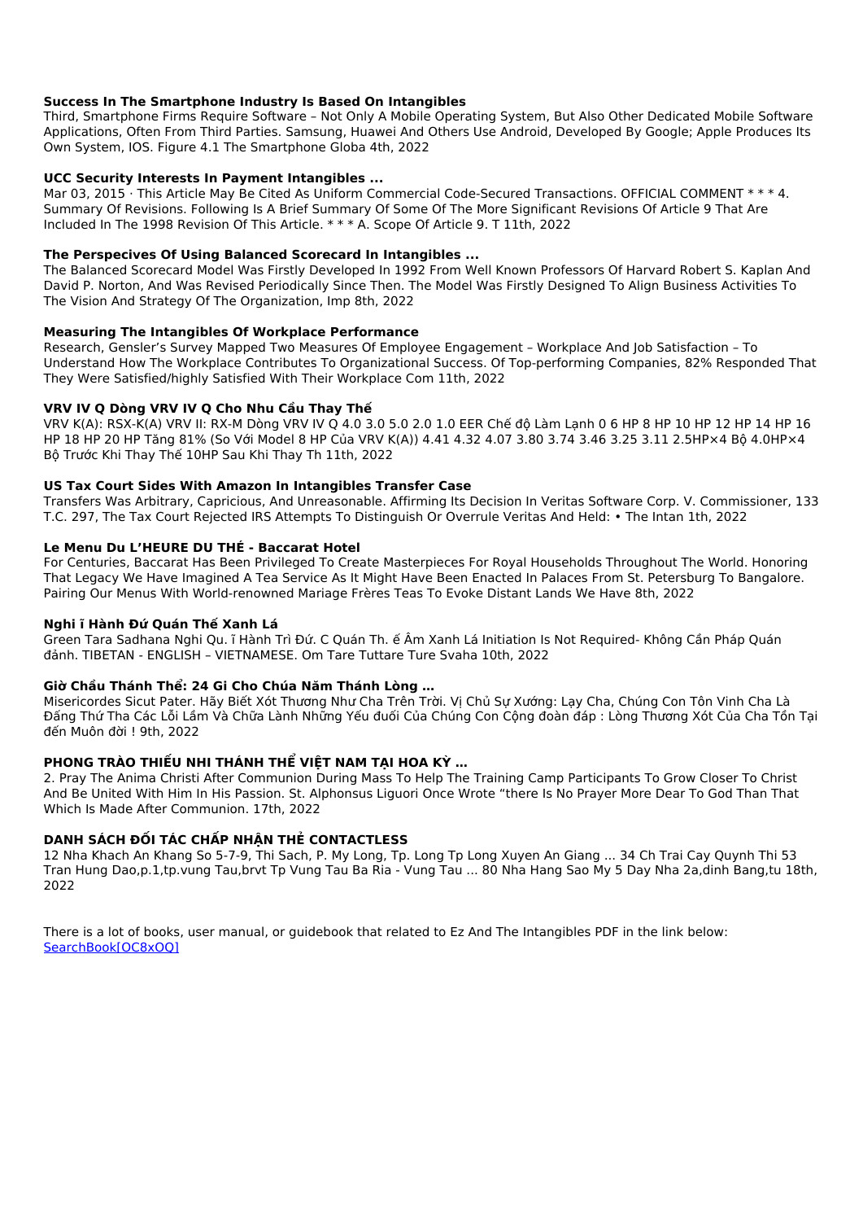**Success In The Smartphone Industry Is Based On Intangibles**

Third, Smartphone Firms Require Software – Not Only A Mobile Operating System, But Also Other Dedicated Mobile Software Applications, Often From Third Parties. Samsung, Huawei And Others Use Android, Developed By Google; Apple Produces Its Own System, IOS. Figure 4.1 The Smartphone Globa 4th, 2022

**UCC Security Interests In Payment Intangibles ...**

Mar 03, 2015 · This Article May Be Cited As Uniform Commercial Code-Secured Transactions. OFFICIAL COMMENT * * * 4. Summary Of Revisions. Following Is A Brief Summary Of Some Of The More Significant Revisions Of Article 9 That Are Included In The 1998 Revision Of This Article. * * * A. Scope Of Article 9. T 11th, 2022

**The Perspecives Of Using Balanced Scorecard In Intangibles ...**

The Balanced Scorecard Model Was Firstly Developed In 1992 From Well Known Professors Of Harvard Robert S. Kaplan And David P. Norton, And Was Revised Periodically Since Then. The Model Was Firstly Designed To Align Business Activities To The Vision And Strategy Of The Organization, Imp 8th, 2022

**Measuring The Intangibles Of Workplace Performance**

Research, Gensler's Survey Mapped Two Measures Of Employee Engagement – Workplace And Job Satisfaction – To Understand How The Workplace Contributes To Organizational Success. Of Top-performing Companies, 82% Responded That They Were Satisfied/highly Satisfied With Their Workplace Com 11th, 2022

**VRV IV Q Dòng VRV IV Q Cho Nhu Cầu Thay Thế**

VRV K(A): RSX-K(A) VRV II: RX-M Dòng VRV IV Q 4.0 3.0 5.0 2.0 1.0 EER Chế độ Làm Lạnh 0 6 HP 8 HP 10 HP 12 HP 14 HP 16 HP 18 HP 20 HP Tăng 81% (So Với Model 8 HP Của VRV K(A)) 4.41 4.32 4.07 3.80 3.74 3.46 3.25 3.11 2.5HP×4 Bộ 4.0HP×4 Bộ Trước Khi Thay Thế 10HP Sau Khi Thay Th 11th, 2022

**US Tax Court Sides With Amazon In Intangibles Transfer Case**

Transfers Was Arbitrary, Capricious, And Unreasonable. Affirming Its Decision In Veritas Software Corp. V. Commissioner, 133 T.C. 297, The Tax Court Rejected IRS Attempts To Distinguish Or Overrule Veritas And Held: • The Intan 1th, 2022

**Le Menu Du L'HEURE DU THÉ - Baccarat Hotel**

For Centuries, Baccarat Has Been Privileged To Create Masterpieces For Royal Households Throughout The World. Honoring That Legacy We Have Imagined A Tea Service As It Might Have Been Enacted In Palaces From St. Petersburg To Bangalore. Pairing Our Menus With World-renowned Mariage Frères Teas To Evoke Distant Lands We Have 8th, 2022

**Nghi ĩ Hành Đứ Quán Thế Xanh Lá**

Green Tara Sadhana Nghi Qu. ĩ Hành Trì Đứ. C Quán Th. ế Âm Xanh Lá Initiation Is Not Required- Không Cần Pháp Quán đảnh. TIBETAN - ENGLISH – VIETNAMESE. Om Tare Tuttare Ture Svaha 10th, 2022

**Giờ Chầu Thánh Thể: 24 Gi Cho Chúa Năm Thánh Lòng …**

Misericordes Sicut Pater. Hãy Biết Xót Thương Như Cha Trên Trời. Vị Chủ Sự Xướng: Lạy Cha, Chúng Con Tôn Vinh Cha Là Đấng Thứ Tha Các Lỗi Lầm Và Chữa Lành Những Yếu đuối Của Chúng Con Cộng đoàn đáp : Lòng Thương Xót Của Cha Tồn Tại đến Muôn đời ! 9th, 2022

**PHONG TRÀO THIẾU NHI THÁNH THỂ VIỆT NAM TẠI HOA KỲ …**

2. Pray The Anima Christi After Communion During Mass To Help The Training Camp Participants To Grow Closer To Christ And Be United With Him In His Passion. St. Alphonsus Liguori Once Wrote "there Is No Prayer More Dear To God Than That Which Is Made After Communion. 17th, 2022

**DANH SÁCH ĐỐI TÁC CHẤP NHẬN THẺ CONTACTLESS**

12 Nha Khach An Khang So 5-7-9, Thi Sach, P. My Long, Tp. Long Tp Long Xuyen An Giang ... 34 Ch Trai Cay Quynh Thi 53 Tran Hung Dao,p.1,tp.vung Tau,brvt Tp Vung Tau Ba Ria - Vung Tau ... 80 Nha Hang Sao My 5 Day Nha 2a,dinh Bang,tu 18th, 2022

There is a lot of books, user manual, or guidebook that related to Ez And The Intangibles PDF in the link below:
SearchBook[OC8xOQ]